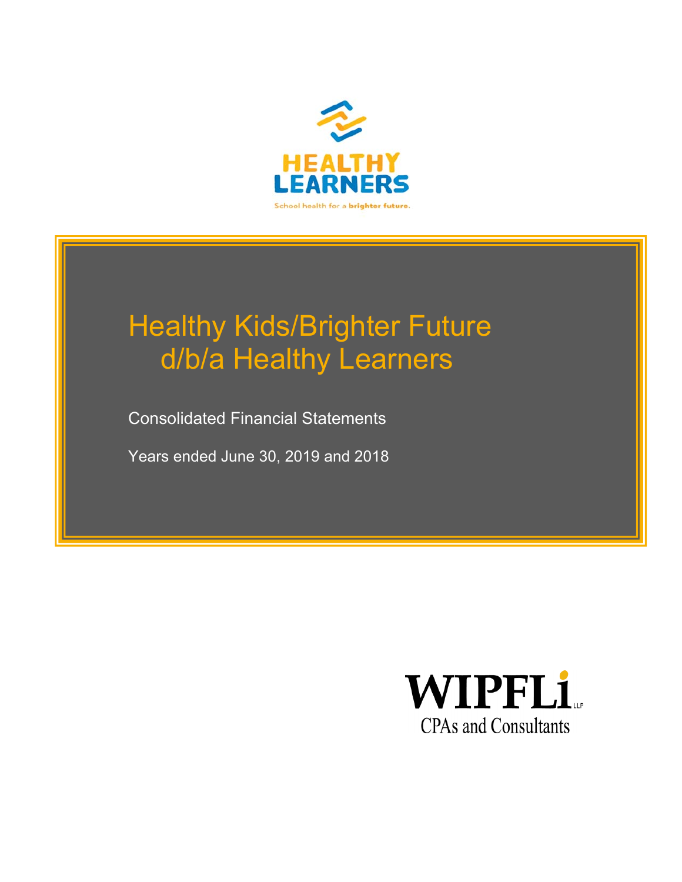HEALTHY LEARNERS

School health for a brighter future.

# Healthy Kids/Brighter Future d/b/a Healthy Learners

Consolidated Financial Statements

Years ended June 30, 2019 and 2018

WIPFLi LLP

CPAs and Consultants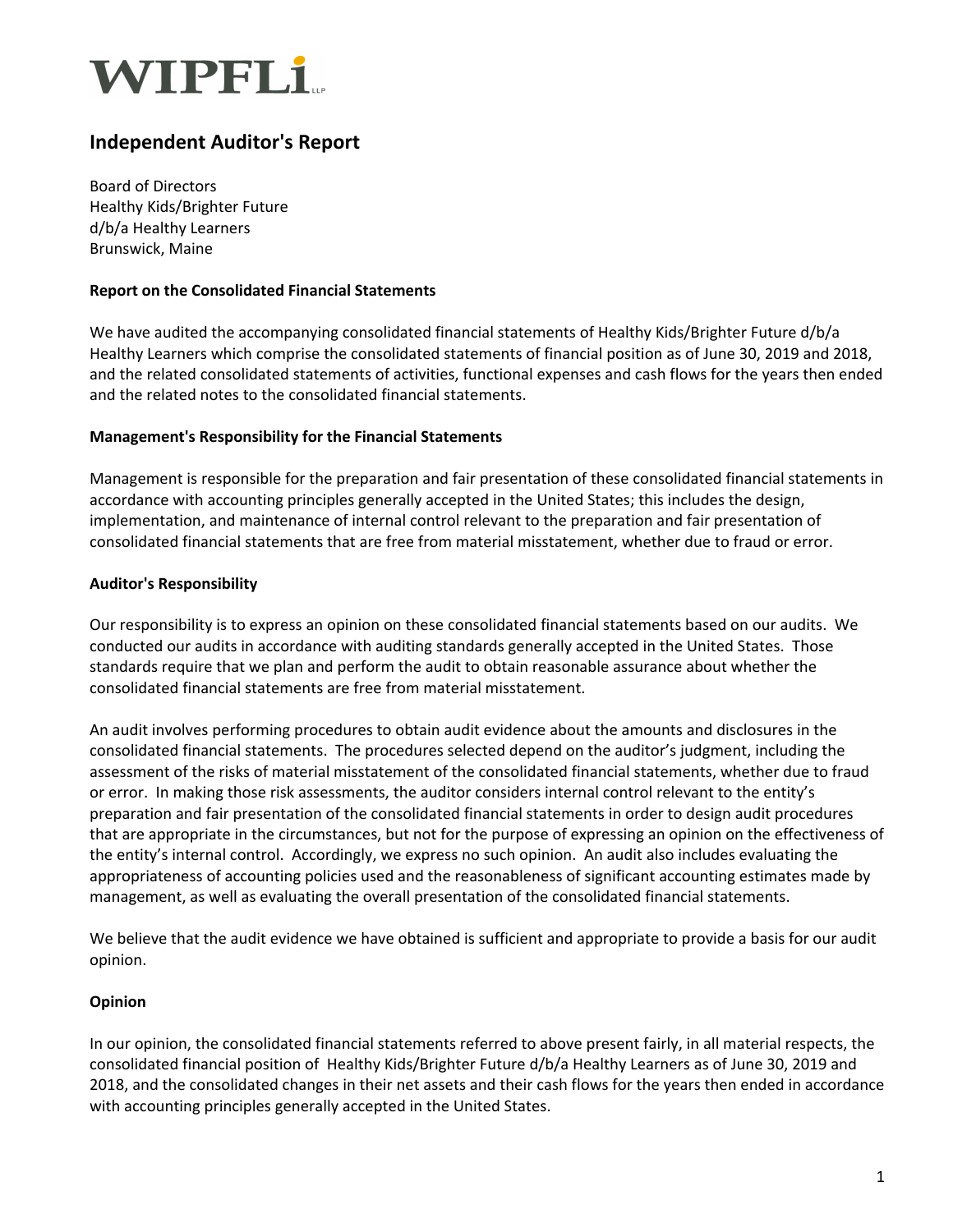# Independent Auditor's Report

Board of Directors
Healthy Kids/Brighter Future
d/b/a Healthy Learners
Brunswick, Maine

## Report on the Consolidated Financial Statements

We have audited the accompanying consolidated financial statements of Healthy Kids/Brighter Future d/b/a Healthy Learners which comprise the consolidated statements of financial position as of June 30, 2019 and 2018, and the related consolidated statements of activities, functional expenses and cash flows for the years then ended and the related notes to the consolidated financial statements.

## Management's Responsibility for the Financial Statements

Management is responsible for the preparation and fair presentation of these consolidated financial statements in accordance with accounting principles generally accepted in the United States; this includes the design, implementation, and maintenance of internal control relevant to the preparation and fair presentation of consolidated financial statements that are free from material misstatement, whether due to fraud or error.

## Auditor's Responsibility

Our responsibility is to express an opinion on these consolidated financial statements based on our audits. We conducted our audits in accordance with auditing standards generally accepted in the United States. Those standards require that we plan and perform the audit to obtain reasonable assurance about whether the consolidated financial statements are free from material misstatement.

An audit involves performing procedures to obtain audit evidence about the amounts and disclosures in the consolidated financial statements. The procedures selected depend on the auditor's judgment, including the assessment of the risks of material misstatement of the consolidated financial statements, whether due to fraud or error. In making those risk assessments, the auditor considers internal control relevant to the entity's preparation and fair presentation of the consolidated financial statements in order to design audit procedures that are appropriate in the circumstances, but not for the purpose of expressing an opinion on the effectiveness of the entity's internal control. Accordingly, we express no such opinion. An audit also includes evaluating the appropriateness of accounting policies used and the reasonableness of significant accounting estimates made by management, as well as evaluating the overall presentation of the consolidated financial statements.

We believe that the audit evidence we have obtained is sufficient and appropriate to provide a basis for our audit opinion.

## Opinion

In our opinion, the consolidated financial statements referred to above present fairly, in all material respects, the consolidated financial position of Healthy Kids/Brighter Future d/b/a Healthy Learners as of June 30, 2019 and 2018, and the consolidated changes in their net assets and their cash flows for the years then ended in accordance with accounting principles generally accepted in the United States.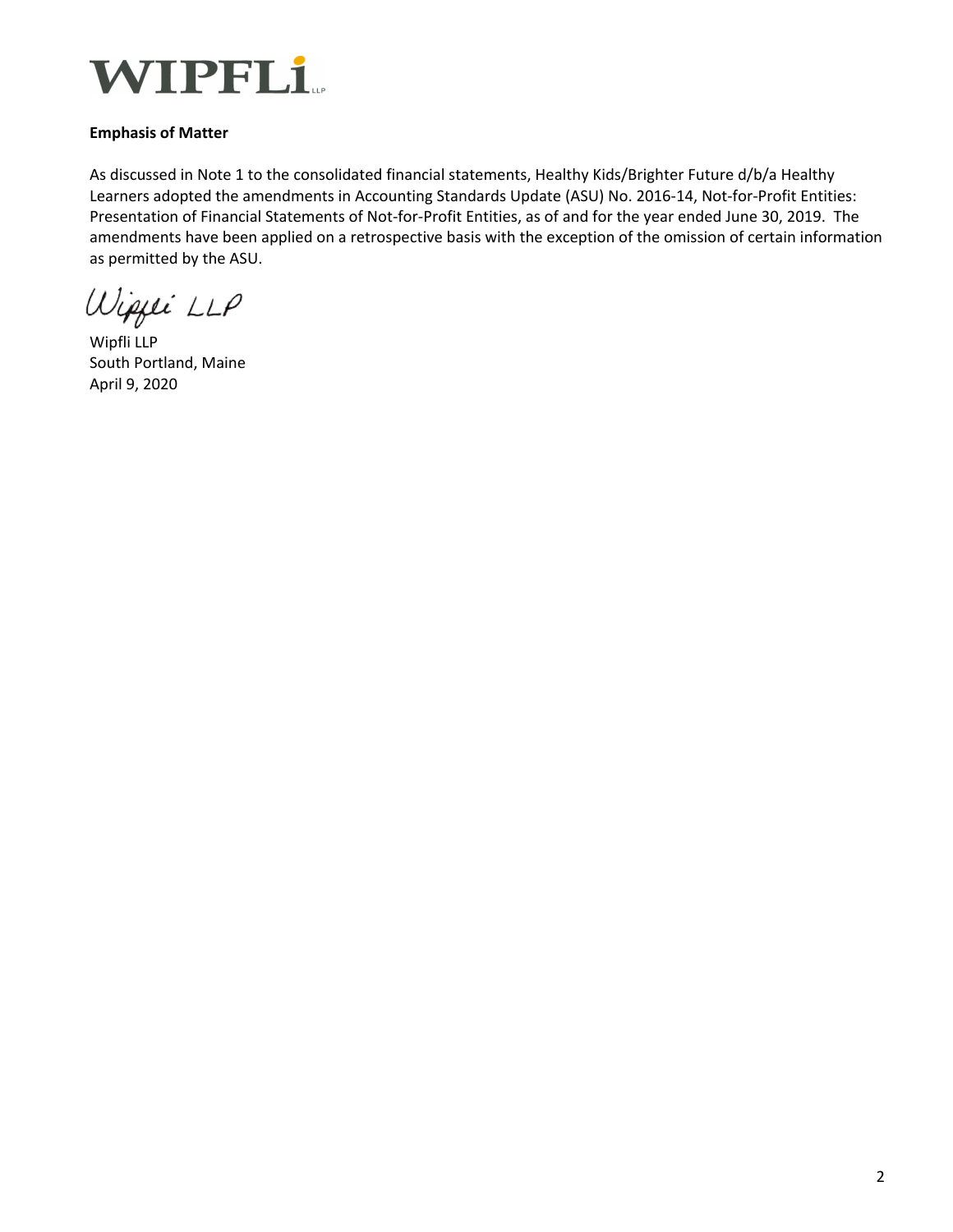**Emphasis of Matter**

As discussed in Note 1 to the consolidated financial statements, Healthy Kids/Brighter Future d/b/a Healthy Learners adopted the amendments in Accounting Standards Update (ASU) No. 2016-14, Not-for-Profit Entities: Presentation of Financial Statements of Not-for-Profit Entities, as of and for the year ended June 30, 2019. The amendments have been applied on a retrospective basis with the exception of the omission of certain information as permitted by the ASU.

*Wipfli LLP*

Wipfli LLP
South Portland, Maine
April 9, 2020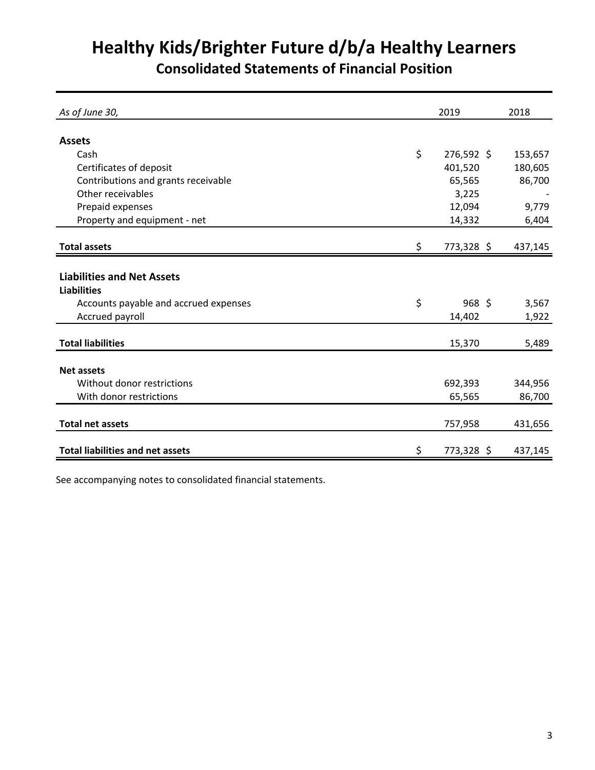# Healthy Kids/Brighter Future d/b/a Healthy Learners

## Consolidated Statements of Financial Position

| *As of June 30,* | 2019 | 2018 |
|---|---|---|
| **Assets** | | |
| Cash | $ 276,592 | $ 153,657 |
| Certificates of deposit | 401,520 | 180,605 |
| Contributions and grants receivable | 65,565 | 86,700 |
| Other receivables | 3,225 | - |
| Prepaid expenses | 12,094 | 9,779 |
| Property and equipment - net | 14,332 | 6,404 |
| **Total assets** | $ 773,328 | $ 437,145 |
| **Liabilities and Net Assets** | | |
| **Liabilities** | | |
| Accounts payable and accrued expenses | $ 968 | $ 3,567 |
| Accrued payroll | 14,402 | 1,922 |
| **Total liabilities** | 15,370 | 5,489 |
| **Net assets** | | |
| Without donor restrictions | 692,393 | 344,956 |
| With donor restrictions | 65,565 | 86,700 |
| **Total net assets** | 757,958 | 431,656 |
| **Total liabilities and net assets** | $ 773,328 | $ 437,145 |

See accompanying notes to consolidated financial statements.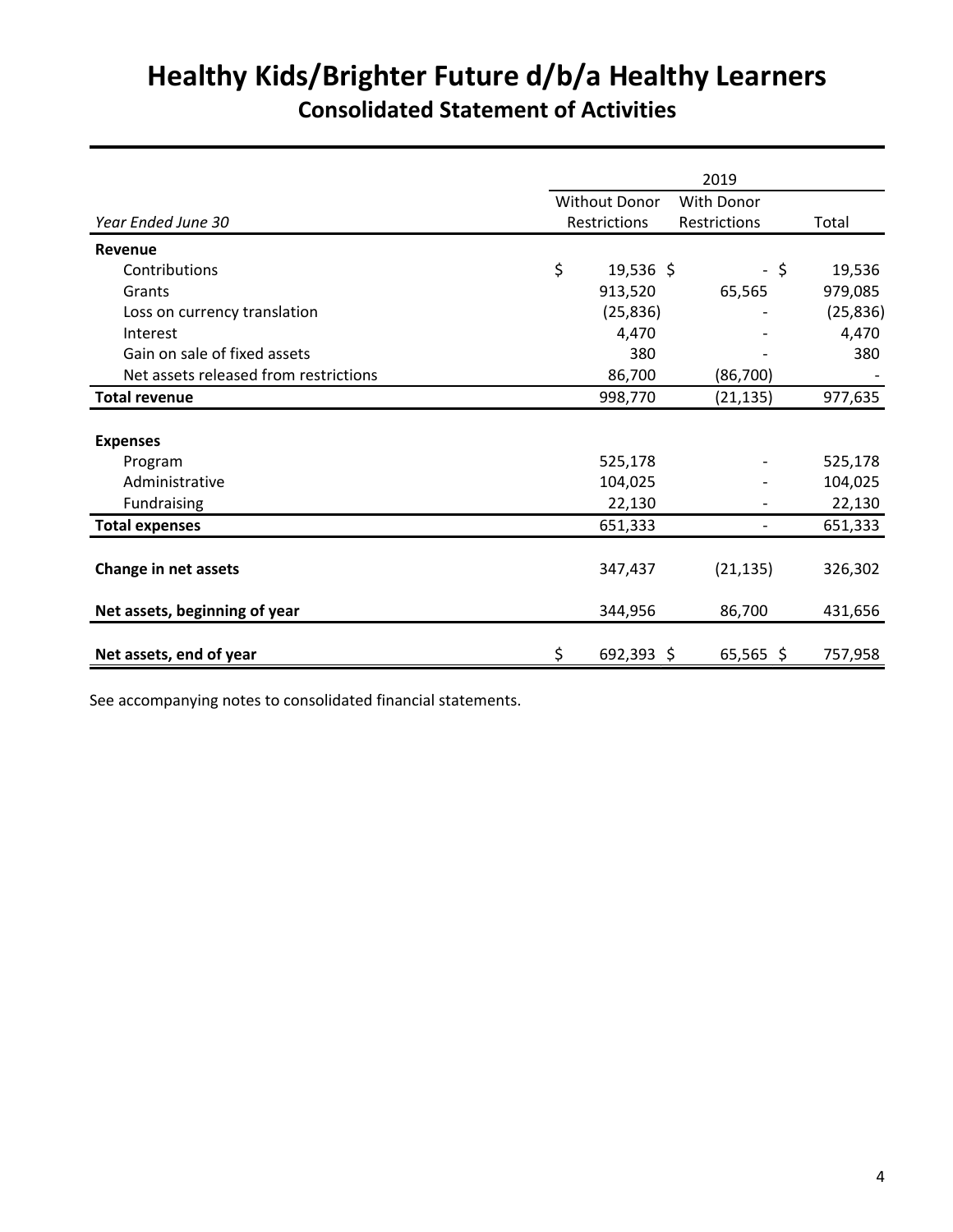# Healthy Kids/Brighter Future d/b/a Healthy Learners

## Consolidated Statement of Activities

| *Year Ended June 30* | 2019 Without Donor Restrictions | With Donor Restrictions | Total |
|---|---|---|---|
| **Revenue** | | | |
| Contributions | $ 19,536 | $ - | $ 19,536 |
| Grants | 913,520 | 65,565 | 979,085 |
| Loss on currency translation | (25,836) | - | (25,836) |
| Interest | 4,470 | - | 4,470 |
| Gain on sale of fixed assets | 380 | - | 380 |
| Net assets released from restrictions | 86,700 | (86,700) | - |
| **Total revenue** | 998,770 | (21,135) | 977,635 |
| **Expenses** | | | |
| Program | 525,178 | - | 525,178 |
| Administrative | 104,025 | - | 104,025 |
| Fundraising | 22,130 | - | 22,130 |
| **Total expenses** | 651,333 | - | 651,333 |
| **Change in net assets** | 347,437 | (21,135) | 326,302 |
| **Net assets, beginning of year** | 344,956 | 86,700 | 431,656 |
| **Net assets, end of year** | $ 692,393 | $ 65,565 | $ 757,958 |

See accompanying notes to consolidated financial statements.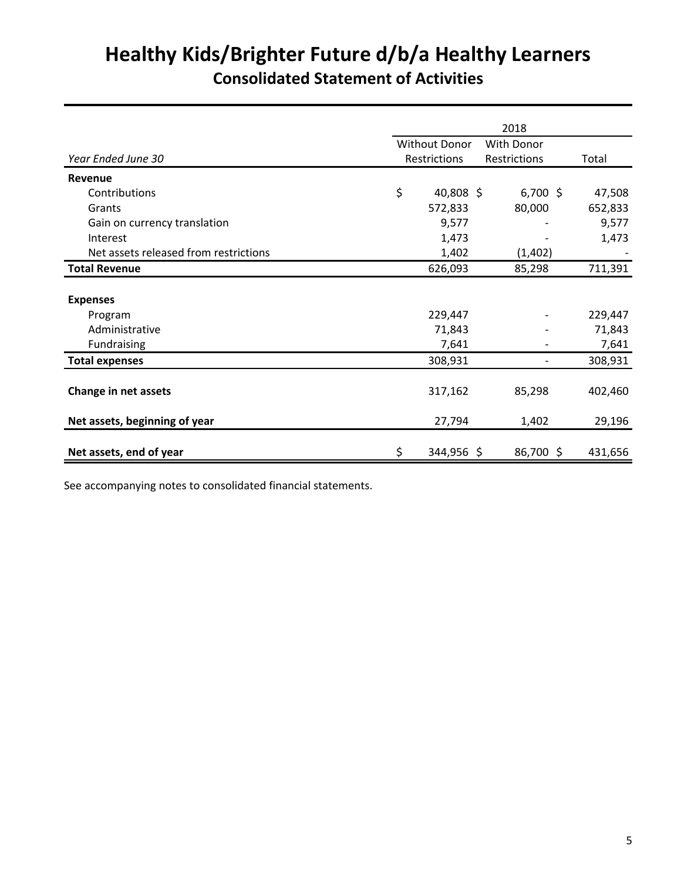# Healthy Kids/Brighter Future d/b/a Healthy Learners

## Consolidated Statement of Activities

| | 2018 | | |
|---|---|---|---|
| *Year Ended June 30* | Without Donor Restrictions | With Donor Restrictions | Total |
| **Revenue** | | | |
| Contributions | $ 40,808 | $ 6,700 | $ 47,508 |
| Grants | 572,833 | 80,000 | 652,833 |
| Gain on currency translation | 9,577 | - | 9,577 |
| Interest | 1,473 | - | 1,473 |
| Net assets released from restrictions | 1,402 | (1,402) | - |
| **Total Revenue** | 626,093 | 85,298 | 711,391 |
| **Expenses** | | | |
| Program | 229,447 | - | 229,447 |
| Administrative | 71,843 | - | 71,843 |
| Fundraising | 7,641 | - | 7,641 |
| **Total expenses** | 308,931 | - | 308,931 |
| **Change in net assets** | 317,162 | 85,298 | 402,460 |
| **Net assets, beginning of year** | 27,794 | 1,402 | 29,196 |
| **Net assets, end of year** | $ 344,956 | $ 86,700 | $ 431,656 |

See accompanying notes to consolidated financial statements.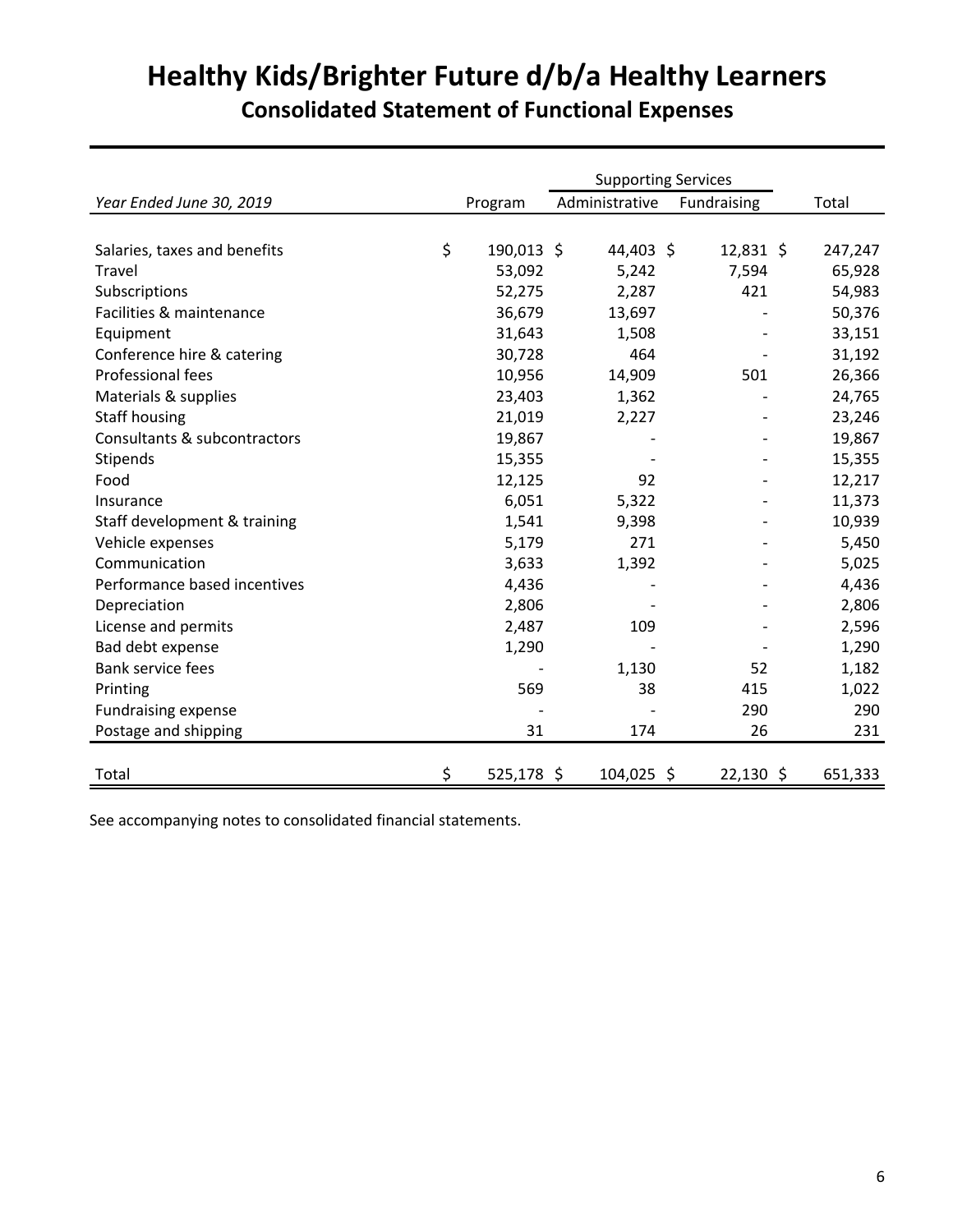# Healthy Kids/Brighter Future d/b/a Healthy Learners

## Consolidated Statement of Functional Expenses

| | | Supporting Services | | |
|---|---|---|---|---|
| *Year Ended June 30, 2019* | Program | Administrative | Fundraising | Total |
| Salaries, taxes and benefits | $ 190,013 | $ 44,403 | $ 12,831 | $ 247,247 |
| Travel | 53,092 | 5,242 | 7,594 | 65,928 |
| Subscriptions | 52,275 | 2,287 | 421 | 54,983 |
| Facilities & maintenance | 36,679 | 13,697 | - | 50,376 |
| Equipment | 31,643 | 1,508 | - | 33,151 |
| Conference hire & catering | 30,728 | 464 | - | 31,192 |
| Professional fees | 10,956 | 14,909 | 501 | 26,366 |
| Materials & supplies | 23,403 | 1,362 | - | 24,765 |
| Staff housing | 21,019 | 2,227 | - | 23,246 |
| Consultants & subcontractors | 19,867 | - | - | 19,867 |
| Stipends | 15,355 | - | - | 15,355 |
| Food | 12,125 | 92 | - | 12,217 |
| Insurance | 6,051 | 5,322 | - | 11,373 |
| Staff development & training | 1,541 | 9,398 | - | 10,939 |
| Vehicle expenses | 5,179 | 271 | - | 5,450 |
| Communication | 3,633 | 1,392 | - | 5,025 |
| Performance based incentives | 4,436 | - | - | 4,436 |
| Depreciation | 2,806 | - | - | 2,806 |
| License and permits | 2,487 | 109 | - | 2,596 |
| Bad debt expense | 1,290 | - | - | 1,290 |
| Bank service fees | - | 1,130 | 52 | 1,182 |
| Printing | 569 | 38 | 415 | 1,022 |
| Fundraising expense | - | - | 290 | 290 |
| Postage and shipping | 31 | 174 | 26 | 231 |
| Total | $ 525,178 | $ 104,025 | $ 22,130 | $ 651,333 |

See accompanying notes to consolidated financial statements.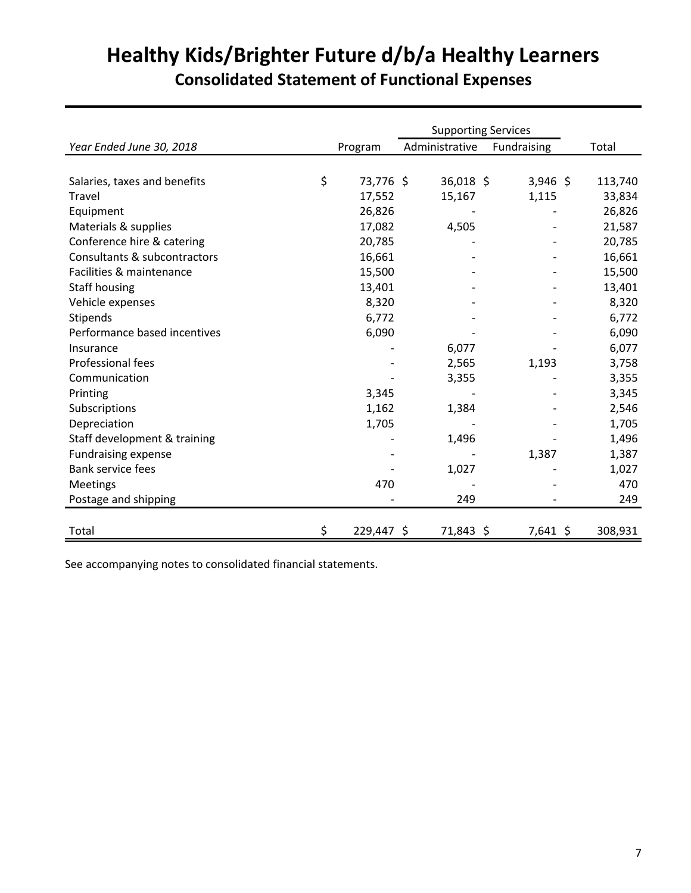# Healthy Kids/Brighter Future d/b/a Healthy Learners

## Consolidated Statement of Functional Expenses

| | | Supporting Services | | |
|---|---|---|---|---|
| *Year Ended June 30, 2018* | Program | Administrative | Fundraising | Total |
| Salaries, taxes and benefits | $ 73,776 | $ 36,018 | $ 3,946 | $ 113,740 |
| Travel | 17,552 | 15,167 | 1,115 | 33,834 |
| Equipment | 26,826 | - | - | 26,826 |
| Materials & supplies | 17,082 | 4,505 | - | 21,587 |
| Conference hire & catering | 20,785 | - | - | 20,785 |
| Consultants & subcontractors | 16,661 | - | - | 16,661 |
| Facilities & maintenance | 15,500 | - | - | 15,500 |
| Staff housing | 13,401 | - | - | 13,401 |
| Vehicle expenses | 8,320 | - | - | 8,320 |
| Stipends | 6,772 | - | - | 6,772 |
| Performance based incentives | 6,090 | - | - | 6,090 |
| Insurance | - | 6,077 | - | 6,077 |
| Professional fees | - | 2,565 | 1,193 | 3,758 |
| Communication | - | 3,355 | - | 3,355 |
| Printing | 3,345 | - | - | 3,345 |
| Subscriptions | 1,162 | 1,384 | - | 2,546 |
| Depreciation | 1,705 | - | - | 1,705 |
| Staff development & training | - | 1,496 | - | 1,496 |
| Fundraising expense | - | - | 1,387 | 1,387 |
| Bank service fees | - | 1,027 | - | 1,027 |
| Meetings | 470 | - | - | 470 |
| Postage and shipping | - | 249 | - | 249 |
| Total | $ 229,447 | $ 71,843 | $ 7,641 | $ 308,931 |

See accompanying notes to consolidated financial statements.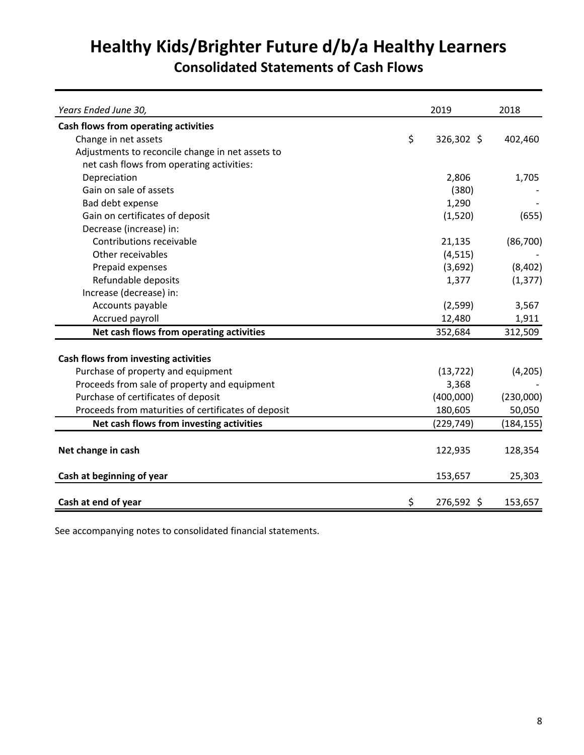# Healthy Kids/Brighter Future d/b/a Healthy Learners

## Consolidated Statements of Cash Flows

| *Years Ended June 30,* | 2019 | 2018 |
|---|---|---|
| **Cash flows from operating activities** | | |
| Change in net assets | $ 326,302 | $ 402,460 |
| Adjustments to reconcile change in net assets to net cash flows from operating activities: | | |
| Depreciation | 2,806 | 1,705 |
| Gain on sale of assets | (380) | - |
| Bad debt expense | 1,290 | - |
| Gain on certificates of deposit | (1,520) | (655) |
| Decrease (increase) in: | | |
| Contributions receivable | 21,135 | (86,700) |
| Other receivables | (4,515) | - |
| Prepaid expenses | (3,692) | (8,402) |
| Refundable deposits | 1,377 | (1,377) |
| Increase (decrease) in: | | |
| Accounts payable | (2,599) | 3,567 |
| Accrued payroll | 12,480 | 1,911 |
| **Net cash flows from operating activities** | 352,684 | 312,509 |
| **Cash flows from investing activities** | | |
| Purchase of property and equipment | (13,722) | (4,205) |
| Proceeds from sale of property and equipment | 3,368 | - |
| Purchase of certificates of deposit | (400,000) | (230,000) |
| Proceeds from maturities of certificates of deposit | 180,605 | 50,050 |
| **Net cash flows from investing activities** | (229,749) | (184,155) |
| **Net change in cash** | 122,935 | 128,354 |
| **Cash at beginning of year** | 153,657 | 25,303 |
| **Cash at end of year** | $ 276,592 | $ 153,657 |

See accompanying notes to consolidated financial statements.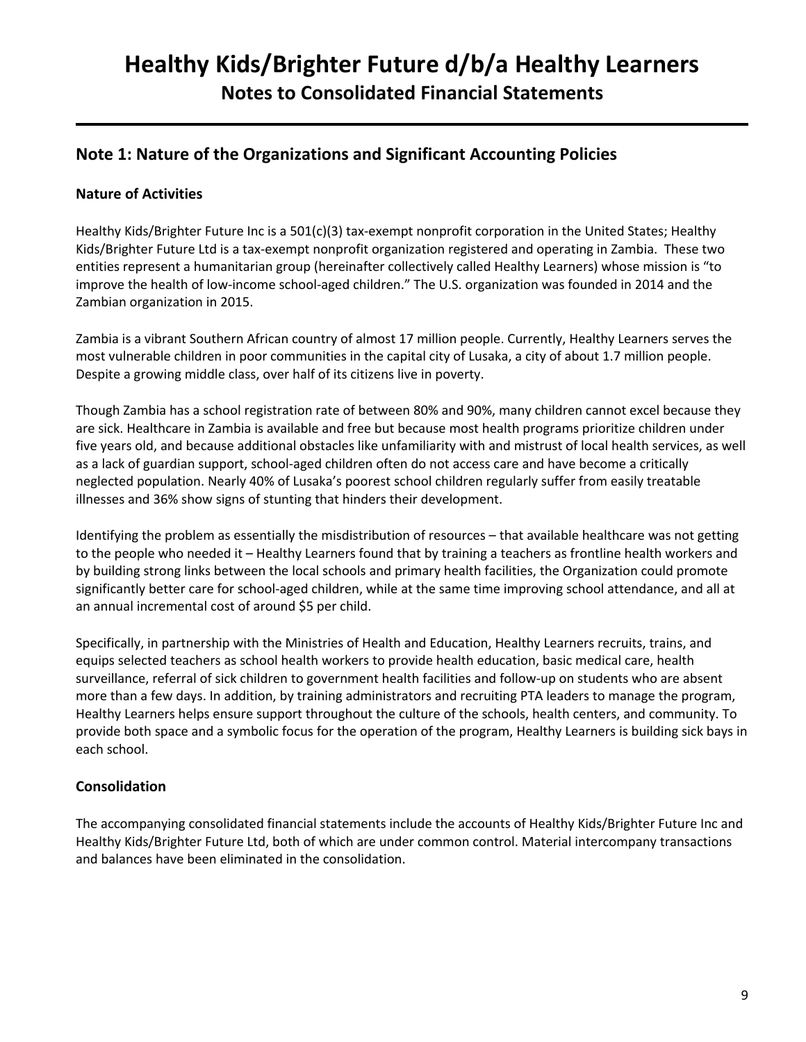# Healthy Kids/Brighter Future d/b/a Healthy Learners
## Notes to Consolidated Financial Statements

## Note 1: Nature of the Organizations and Significant Accounting Policies

### Nature of Activities

Healthy Kids/Brighter Future Inc is a 501(c)(3) tax-exempt nonprofit corporation in the United States; Healthy Kids/Brighter Future Ltd is a tax-exempt nonprofit organization registered and operating in Zambia. These two entities represent a humanitarian group (hereinafter collectively called Healthy Learners) whose mission is "to improve the health of low-income school-aged children." The U.S. organization was founded in 2014 and the Zambian organization in 2015.

Zambia is a vibrant Southern African country of almost 17 million people. Currently, Healthy Learners serves the most vulnerable children in poor communities in the capital city of Lusaka, a city of about 1.7 million people. Despite a growing middle class, over half of its citizens live in poverty.

Though Zambia has a school registration rate of between 80% and 90%, many children cannot excel because they are sick. Healthcare in Zambia is available and free but because most health programs prioritize children under five years old, and because additional obstacles like unfamiliarity with and mistrust of local health services, as well as a lack of guardian support, school-aged children often do not access care and have become a critically neglected population. Nearly 40% of Lusaka's poorest school children regularly suffer from easily treatable illnesses and 36% show signs of stunting that hinders their development.

Identifying the problem as essentially the misdistribution of resources – that available healthcare was not getting to the people who needed it – Healthy Learners found that by training a teachers as frontline health workers and by building strong links between the local schools and primary health facilities, the Organization could promote significantly better care for school-aged children, while at the same time improving school attendance, and all at an annual incremental cost of around $5 per child.

Specifically, in partnership with the Ministries of Health and Education, Healthy Learners recruits, trains, and equips selected teachers as school health workers to provide health education, basic medical care, health surveillance, referral of sick children to government health facilities and follow-up on students who are absent more than a few days. In addition, by training administrators and recruiting PTA leaders to manage the program, Healthy Learners helps ensure support throughout the culture of the schools, health centers, and community. To provide both space and a symbolic focus for the operation of the program, Healthy Learners is building sick bays in each school.

### Consolidation

The accompanying consolidated financial statements include the accounts of Healthy Kids/Brighter Future Inc and Healthy Kids/Brighter Future Ltd, both of which are under common control. Material intercompany transactions and balances have been eliminated in the consolidation.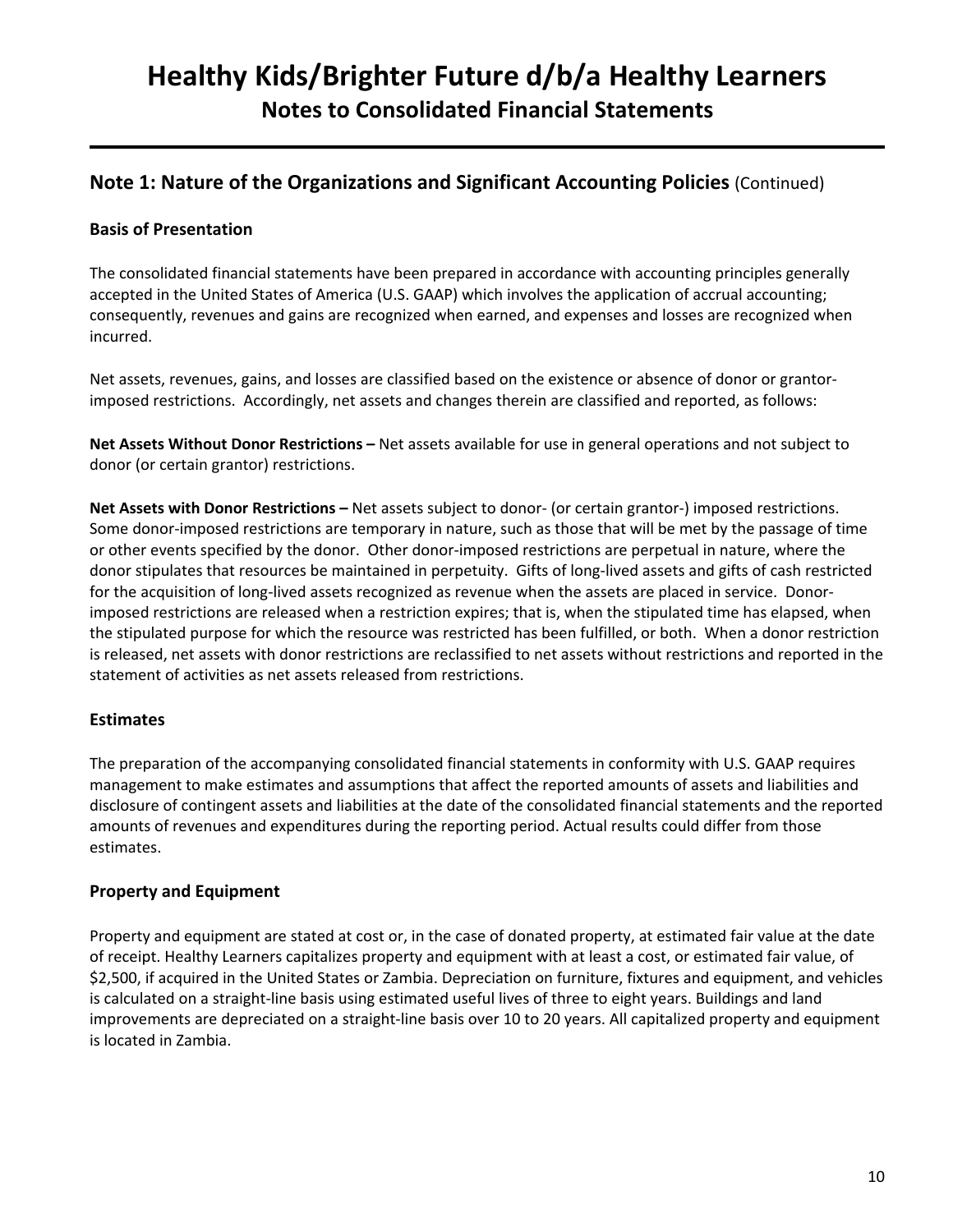## Note 1: Nature of the Organizations and Significant Accounting Policies (Continued)

### Basis of Presentation

The consolidated financial statements have been prepared in accordance with accounting principles generally accepted in the United States of America (U.S. GAAP) which involves the application of accrual accounting; consequently, revenues and gains are recognized when earned, and expenses and losses are recognized when incurred.

Net assets, revenues, gains, and losses are classified based on the existence or absence of donor or grantor-imposed restrictions. Accordingly, net assets and changes therein are classified and reported, as follows:

**Net Assets Without Donor Restrictions –** Net assets available for use in general operations and not subject to donor (or certain grantor) restrictions.

**Net Assets with Donor Restrictions –** Net assets subject to donor- (or certain grantor-) imposed restrictions. Some donor-imposed restrictions are temporary in nature, such as those that will be met by the passage of time or other events specified by the donor. Other donor-imposed restrictions are perpetual in nature, where the donor stipulates that resources be maintained in perpetuity. Gifts of long-lived assets and gifts of cash restricted for the acquisition of long-lived assets recognized as revenue when the assets are placed in service. Donor-imposed restrictions are released when a restriction expires; that is, when the stipulated time has elapsed, when the stipulated purpose for which the resource was restricted has been fulfilled, or both. When a donor restriction is released, net assets with donor restrictions are reclassified to net assets without restrictions and reported in the statement of activities as net assets released from restrictions.

### Estimates

The preparation of the accompanying consolidated financial statements in conformity with U.S. GAAP requires management to make estimates and assumptions that affect the reported amounts of assets and liabilities and disclosure of contingent assets and liabilities at the date of the consolidated financial statements and the reported amounts of revenues and expenditures during the reporting period. Actual results could differ from those estimates.

### Property and Equipment

Property and equipment are stated at cost or, in the case of donated property, at estimated fair value at the date of receipt. Healthy Learners capitalizes property and equipment with at least a cost, or estimated fair value, of $2,500, if acquired in the United States or Zambia. Depreciation on furniture, fixtures and equipment, and vehicles is calculated on a straight-line basis using estimated useful lives of three to eight years. Buildings and land improvements are depreciated on a straight-line basis over 10 to 20 years. All capitalized property and equipment is located in Zambia.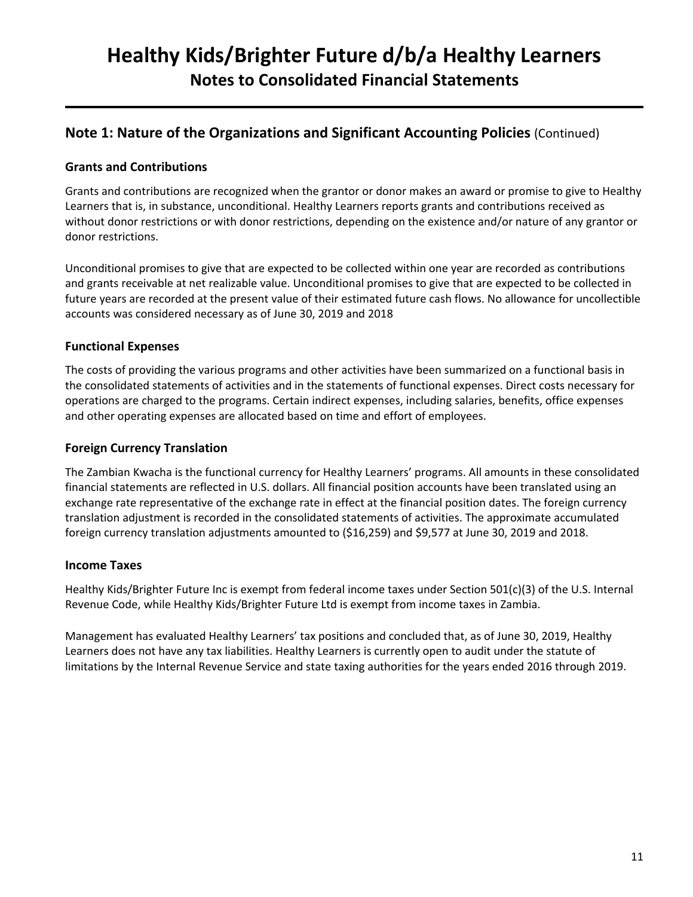# Healthy Kids/Brighter Future d/b/a Healthy Learners

## Notes to Consolidated Financial Statements

### Note 1: Nature of the Organizations and Significant Accounting Policies (Continued)

#### Grants and Contributions

Grants and contributions are recognized when the grantor or donor makes an award or promise to give to Healthy Learners that is, in substance, unconditional. Healthy Learners reports grants and contributions received as without donor restrictions or with donor restrictions, depending on the existence and/or nature of any grantor or donor restrictions.

Unconditional promises to give that are expected to be collected within one year are recorded as contributions and grants receivable at net realizable value. Unconditional promises to give that are expected to be collected in future years are recorded at the present value of their estimated future cash flows. No allowance for uncollectible accounts was considered necessary as of June 30, 2019 and 2018

#### Functional Expenses

The costs of providing the various programs and other activities have been summarized on a functional basis in the consolidated statements of activities and in the statements of functional expenses. Direct costs necessary for operations are charged to the programs. Certain indirect expenses, including salaries, benefits, office expenses and other operating expenses are allocated based on time and effort of employees.

#### Foreign Currency Translation

The Zambian Kwacha is the functional currency for Healthy Learners' programs. All amounts in these consolidated financial statements are reflected in U.S. dollars. All financial position accounts have been translated using an exchange rate representative of the exchange rate in effect at the financial position dates. The foreign currency translation adjustment is recorded in the consolidated statements of activities. The approximate accumulated foreign currency translation adjustments amounted to ($16,259) and $9,577 at June 30, 2019 and 2018.

#### Income Taxes

Healthy Kids/Brighter Future Inc is exempt from federal income taxes under Section 501(c)(3) of the U.S. Internal Revenue Code, while Healthy Kids/Brighter Future Ltd is exempt from income taxes in Zambia.

Management has evaluated Healthy Learners' tax positions and concluded that, as of June 30, 2019, Healthy Learners does not have any tax liabilities. Healthy Learners is currently open to audit under the statute of limitations by the Internal Revenue Service and state taxing authorities for the years ended 2016 through 2019.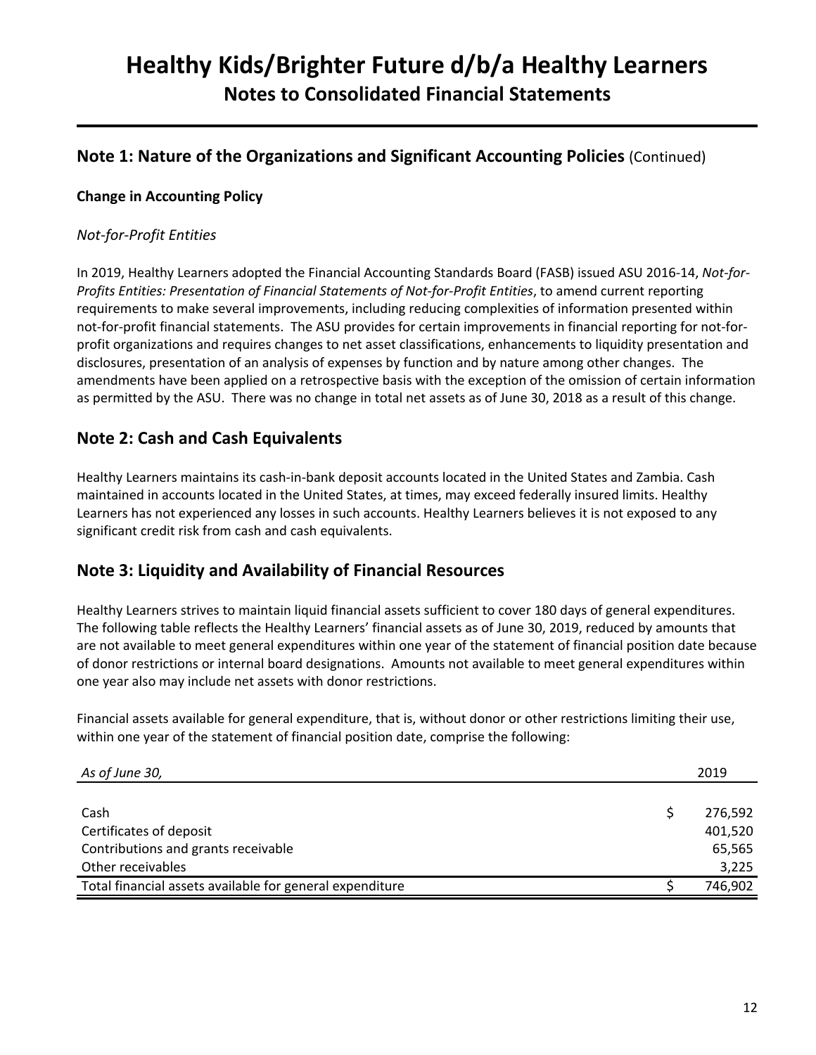# Healthy Kids/Brighter Future d/b/a Healthy Learners

## Notes to Consolidated Financial Statements

## Note 1: Nature of the Organizations and Significant Accounting Policies (Continued)

**Change in Accounting Policy**

*Not-for-Profit Entities*

In 2019, Healthy Learners adopted the Financial Accounting Standards Board (FASB) issued ASU 2016-14, *Not-for-Profits Entities: Presentation of Financial Statements of Not-for-Profit Entities*, to amend current reporting requirements to make several improvements, including reducing complexities of information presented within not-for-profit financial statements. The ASU provides for certain improvements in financial reporting for not-for-profit organizations and requires changes to net asset classifications, enhancements to liquidity presentation and disclosures, presentation of an analysis of expenses by function and by nature among other changes. The amendments have been applied on a retrospective basis with the exception of the omission of certain information as permitted by the ASU. There was no change in total net assets as of June 30, 2018 as a result of this change.

## Note 2: Cash and Cash Equivalents

Healthy Learners maintains its cash-in-bank deposit accounts located in the United States and Zambia. Cash maintained in accounts located in the United States, at times, may exceed federally insured limits. Healthy Learners has not experienced any losses in such accounts. Healthy Learners believes it is not exposed to any significant credit risk from cash and cash equivalents.

## Note 3: Liquidity and Availability of Financial Resources

Healthy Learners strives to maintain liquid financial assets sufficient to cover 180 days of general expenditures. The following table reflects the Healthy Learners' financial assets as of June 30, 2019, reduced by amounts that are not available to meet general expenditures within one year of the statement of financial position date because of donor restrictions or internal board designations. Amounts not available to meet general expenditures within one year also may include net assets with donor restrictions.

Financial assets available for general expenditure, that is, without donor or other restrictions limiting their use, within one year of the statement of financial position date, comprise the following:

| *As of June 30,* | 2019 |
|---|---|
| Cash | $ 276,592 |
| Certificates of deposit | 401,520 |
| Contributions and grants receivable | 65,565 |
| Other receivables | 3,225 |
| Total financial assets available for general expenditure | $ 746,902 |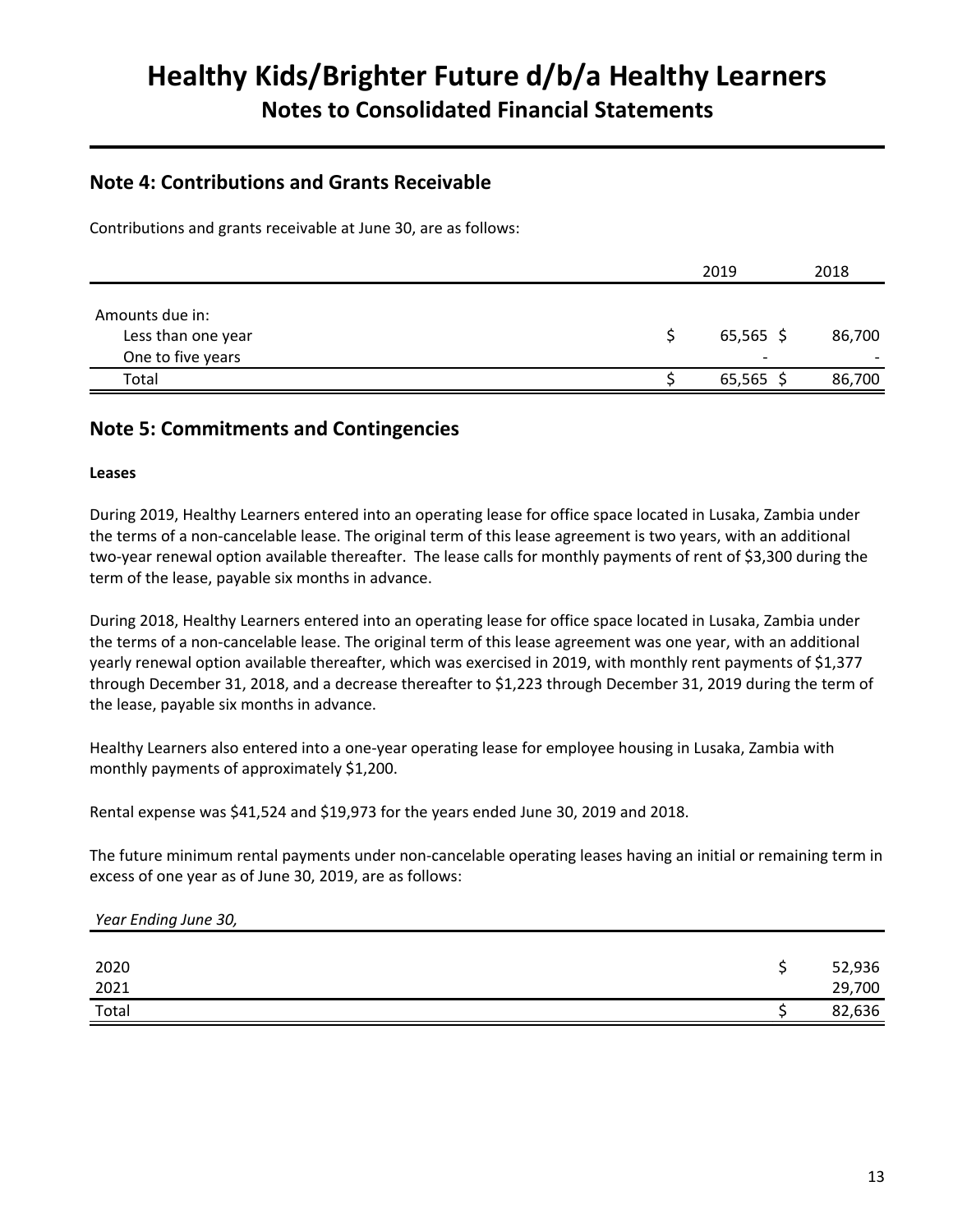# Healthy Kids/Brighter Future d/b/a Healthy Learners

## Notes to Consolidated Financial Statements

## Note 4: Contributions and Grants Receivable

Contributions and grants receivable at June 30, are as follows:

| | 2019 | 2018 |
|---|---|---|
| Amounts due in: | | |
| Less than one year | $ 65,565 | $ 86,700 |
| One to five years | - | - |
| Total | $ 65,565 | $ 86,700 |

## Note 5: Commitments and Contingencies

**Leases**

During 2019, Healthy Learners entered into an operating lease for office space located in Lusaka, Zambia under the terms of a non-cancelable lease. The original term of this lease agreement is two years, with an additional two-year renewal option available thereafter. The lease calls for monthly payments of rent of $3,300 during the term of the lease, payable six months in advance.

During 2018, Healthy Learners entered into an operating lease for office space located in Lusaka, Zambia under the terms of a non-cancelable lease. The original term of this lease agreement was one year, with an additional yearly renewal option available thereafter, which was exercised in 2019, with monthly rent payments of $1,377 through December 31, 2018, and a decrease thereafter to $1,223 through December 31, 2019 during the term of the lease, payable six months in advance.

Healthy Learners also entered into a one-year operating lease for employee housing in Lusaka, Zambia with monthly payments of approximately $1,200.

Rental expense was $41,524 and $19,973 for the years ended June 30, 2019 and 2018.

The future minimum rental payments under non-cancelable operating leases having an initial or remaining term in excess of one year as of June 30, 2019, are as follows:

| *Year Ending June 30,* | |
|---|---|
| 2020 | $ 52,936 |
| 2021 | 29,700 |
| Total | $ 82,636 |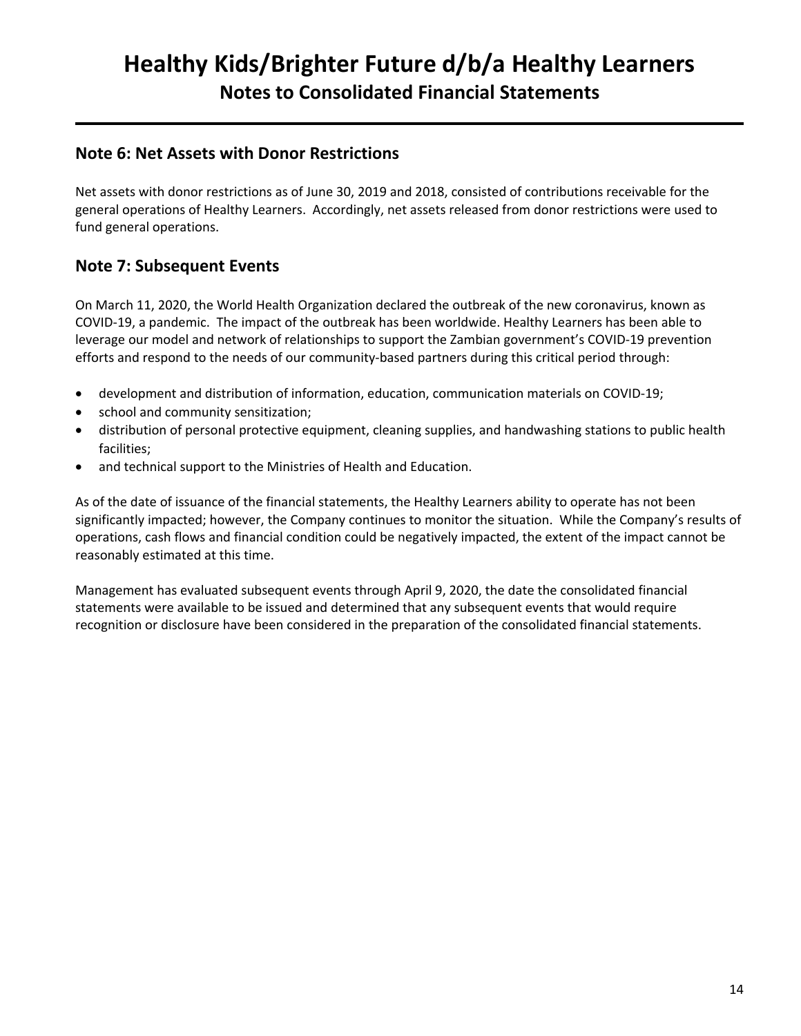# Healthy Kids/Brighter Future d/b/a Healthy Learners

## Notes to Consolidated Financial Statements

### Note 6: Net Assets with Donor Restrictions

Net assets with donor restrictions as of June 30, 2019 and 2018, consisted of contributions receivable for the general operations of Healthy Learners. Accordingly, net assets released from donor restrictions were used to fund general operations.

### Note 7: Subsequent Events

On March 11, 2020, the World Health Organization declared the outbreak of the new coronavirus, known as COVID-19, a pandemic. The impact of the outbreak has been worldwide. Healthy Learners has been able to leverage our model and network of relationships to support the Zambian government's COVID-19 prevention efforts and respond to the needs of our community-based partners during this critical period through:

- development and distribution of information, education, communication materials on COVID-19;
- school and community sensitization;
- distribution of personal protective equipment, cleaning supplies, and handwashing stations to public health facilities;
- and technical support to the Ministries of Health and Education.

As of the date of issuance of the financial statements, the Healthy Learners ability to operate has not been significantly impacted; however, the Company continues to monitor the situation. While the Company's results of operations, cash flows and financial condition could be negatively impacted, the extent of the impact cannot be reasonably estimated at this time.

Management has evaluated subsequent events through April 9, 2020, the date the consolidated financial statements were available to be issued and determined that any subsequent events that would require recognition or disclosure have been considered in the preparation of the consolidated financial statements.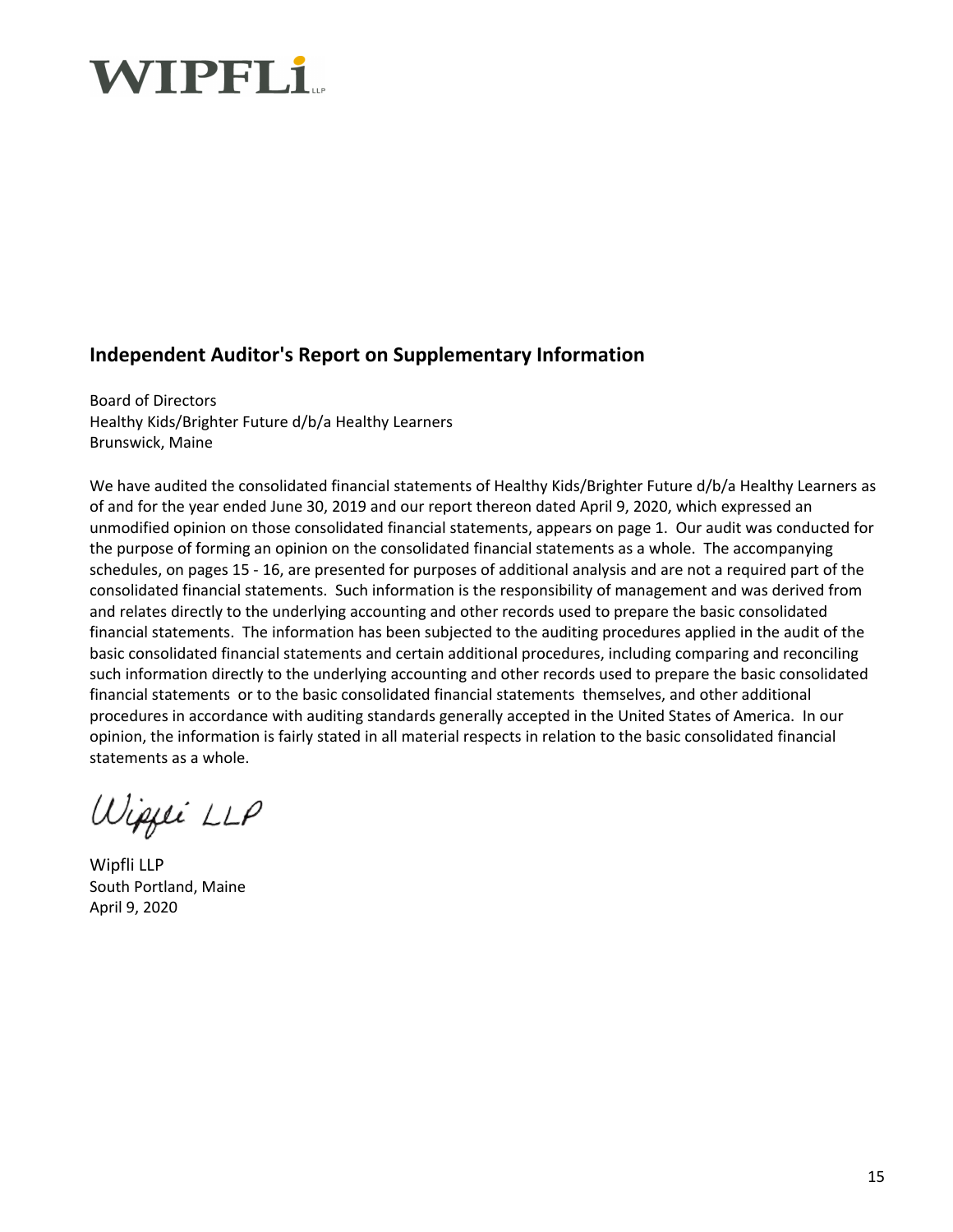# WIPFLi LLP

## Independent Auditor's Report on Supplementary Information

Board of Directors
Healthy Kids/Brighter Future d/b/a Healthy Learners
Brunswick, Maine

We have audited the consolidated financial statements of Healthy Kids/Brighter Future d/b/a Healthy Learners as of and for the year ended June 30, 2019 and our report thereon dated April 9, 2020, which expressed an unmodified opinion on those consolidated financial statements, appears on page 1. Our audit was conducted for the purpose of forming an opinion on the consolidated financial statements as a whole. The accompanying schedules, on pages 15 - 16, are presented for purposes of additional analysis and are not a required part of the consolidated financial statements. Such information is the responsibility of management and was derived from and relates directly to the underlying accounting and other records used to prepare the basic consolidated financial statements. The information has been subjected to the auditing procedures applied in the audit of the basic consolidated financial statements and certain additional procedures, including comparing and reconciling such information directly to the underlying accounting and other records used to prepare the basic consolidated financial statements or to the basic consolidated financial statements themselves, and other additional procedures in accordance with auditing standards generally accepted in the United States of America. In our opinion, the information is fairly stated in all material respects in relation to the basic consolidated financial statements as a whole.

*Wipfli LLP*

Wipfli LLP
South Portland, Maine
April 9, 2020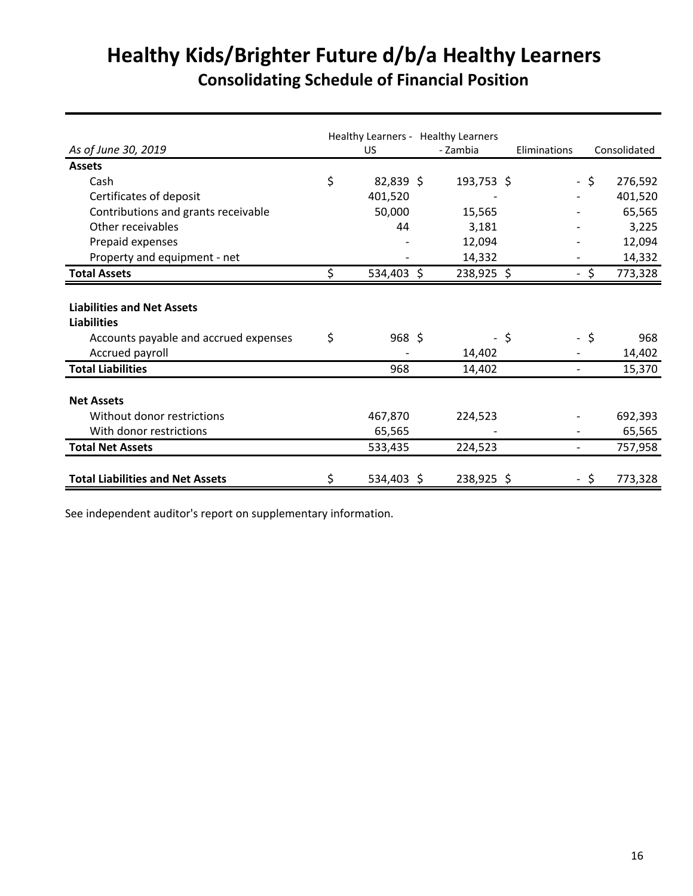# Healthy Kids/Brighter Future d/b/a Healthy Learners

## Consolidating Schedule of Financial Position

| *As of June 30, 2019* | Healthy Learners - US | Healthy Learners - Zambia | Eliminations | Consolidated |
|---|---|---|---|---|
| **Assets** | | | | |
| Cash | $ 82,839 | $ 193,753 | $ - | $ 276,592 |
| Certificates of deposit | 401,520 | - | - | 401,520 |
| Contributions and grants receivable | 50,000 | 15,565 | - | 65,565 |
| Other receivables | 44 | 3,181 | - | 3,225 |
| Prepaid expenses | - | 12,094 | - | 12,094 |
| Property and equipment - net | - | 14,332 | - | 14,332 |
| **Total Assets** | $ 534,403 | $ 238,925 | $ - | $ 773,328 |
| | | | | |
| **Liabilities and Net Assets** | | | | |
| **Liabilities** | | | | |
| Accounts payable and accrued expenses | $ 968 | $ - | $ - | $ 968 |
| Accrued payroll | - | 14,402 | - | 14,402 |
| **Total Liabilities** | 968 | 14,402 | - | 15,370 |
| | | | | |
| **Net Assets** | | | | |
| Without donor restrictions | 467,870 | 224,523 | - | 692,393 |
| With donor restrictions | 65,565 | - | - | 65,565 |
| **Total Net Assets** | 533,435 | 224,523 | - | 757,958 |
| | | | | |
| **Total Liabilities and Net Assets** | $ 534,403 | $ 238,925 | $ - | $ 773,328 |

See independent auditor's report on supplementary information.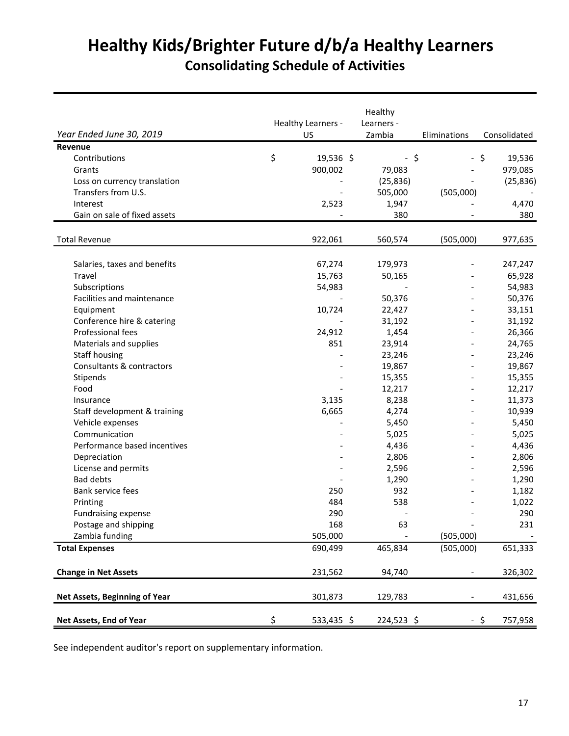# Healthy Kids/Brighter Future d/b/a Healthy Learners

## Consolidating Schedule of Activities

| *Year Ended June 30, 2019* | Healthy Learners - US | Healthy Learners - Zambia | Eliminations | Consolidated |
|---|---|---|---|---|
| **Revenue** | | | | |
| Contributions | $ 19,536 | $ - | $ - | $ 19,536 |
| Grants | 900,002 | 79,083 | - | 979,085 |
| Loss on currency translation | - | (25,836) | - | (25,836) |
| Transfers from U.S. | - | 505,000 | (505,000) | - |
| Interest | 2,523 | 1,947 | - | 4,470 |
| Gain on sale of fixed assets | - | 380 | - | 380 |
| Total Revenue | 922,061 | 560,574 | (505,000) | 977,635 |
| Salaries, taxes and benefits | 67,274 | 179,973 | - | 247,247 |
| Travel | 15,763 | 50,165 | - | 65,928 |
| Subscriptions | 54,983 | - | - | 54,983 |
| Facilities and maintenance | - | 50,376 | - | 50,376 |
| Equipment | 10,724 | 22,427 | - | 33,151 |
| Conference hire & catering | - | 31,192 | - | 31,192 |
| Professional fees | 24,912 | 1,454 | - | 26,366 |
| Materials and supplies | 851 | 23,914 | - | 24,765 |
| Staff housing | - | 23,246 | - | 23,246 |
| Consultants & contractors | - | 19,867 | - | 19,867 |
| Stipends | - | 15,355 | - | 15,355 |
| Food | - | 12,217 | - | 12,217 |
| Insurance | 3,135 | 8,238 | - | 11,373 |
| Staff development & training | 6,665 | 4,274 | - | 10,939 |
| Vehicle expenses | - | 5,450 | - | 5,450 |
| Communication | - | 5,025 | - | 5,025 |
| Performance based incentives | - | 4,436 | - | 4,436 |
| Depreciation | - | 2,806 | - | 2,806 |
| License and permits | - | 2,596 | - | 2,596 |
| Bad debts | - | 1,290 | - | 1,290 |
| Bank service fees | 250 | 932 | - | 1,182 |
| Printing | 484 | 538 | - | 1,022 |
| Fundraising expense | 290 | - | - | 290 |
| Postage and shipping | 168 | 63 | - | 231 |
| Zambia funding | 505,000 | - | (505,000) | - |
| **Total Expenses** | 690,499 | 465,834 | (505,000) | 651,333 |
| **Change in Net Assets** | 231,562 | 94,740 | - | 326,302 |
| **Net Assets, Beginning of Year** | 301,873 | 129,783 | - | 431,656 |
| **Net Assets, End of Year** | $ 533,435 | $ 224,523 | $ - | $ 757,958 |

See independent auditor's report on supplementary information.